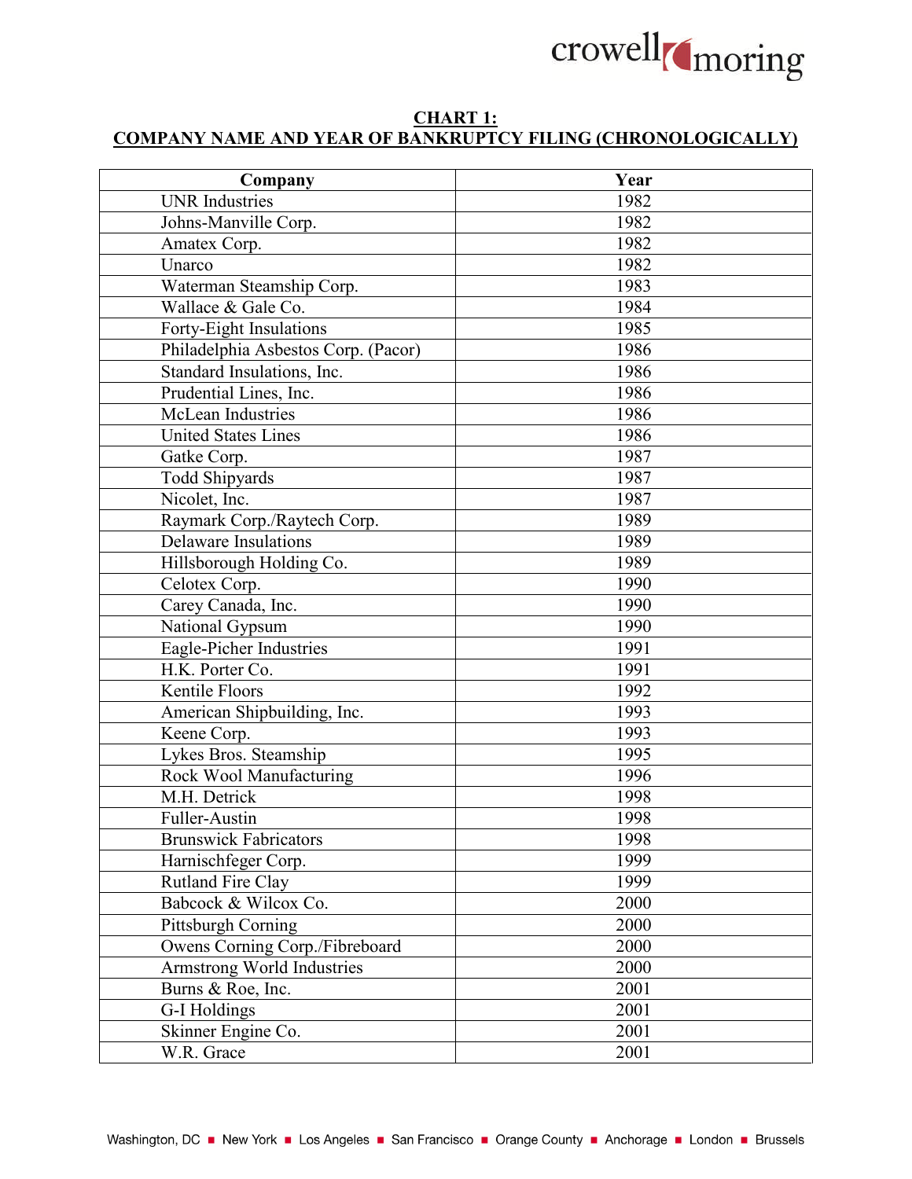## CHART 1: COMPANY NAME AND YEAR OF BANKRUPTCY FILING (CHRONOLOGICALLY)

| Company | Year |
|---|---|
| UNR Industries | 1982 |
| Johns-Manville Corp. | 1982 |
| Amatex Corp. | 1982 |
| Unarco | 1982 |
| Waterman Steamship Corp. | 1983 |
| Wallace & Gale Co. | 1984 |
| Forty-Eight Insulations | 1985 |
| Philadelphia Asbestos Corp. (Pacor) | 1986 |
| Standard Insulations, Inc. | 1986 |
| Prudential Lines, Inc. | 1986 |
| McLean Industries | 1986 |
| United States Lines | 1986 |
| Gatke Corp. | 1987 |
| Todd Shipyards | 1987 |
| Nicolet, Inc. | 1987 |
| Raymark Corp./Raytech Corp. | 1989 |
| Delaware Insulations | 1989 |
| Hillsborough Holding Co. | 1989 |
| Celotex Corp. | 1990 |
| Carey Canada, Inc. | 1990 |
| National Gypsum | 1990 |
| Eagle-Picher Industries | 1991 |
| H.K. Porter Co. | 1991 |
| Kentile Floors | 1992 |
| American Shipbuilding, Inc. | 1993 |
| Keene Corp. | 1993 |
| Lykes Bros. Steamship | 1995 |
| Rock Wool Manufacturing | 1996 |
| M.H. Detrick | 1998 |
| Fuller-Austin | 1998 |
| Brunswick Fabricators | 1998 |
| Harnischfeger Corp. | 1999 |
| Rutland Fire Clay | 1999 |
| Babcock & Wilcox Co. | 2000 |
| Pittsburgh Corning | 2000 |
| Owens Corning Corp./Fibreboard | 2000 |
| Armstrong World Industries | 2000 |
| Burns & Roe, Inc. | 2001 |
| G-I Holdings | 2001 |
| Skinner Engine Co. | 2001 |
| W.R. Grace | 2001 |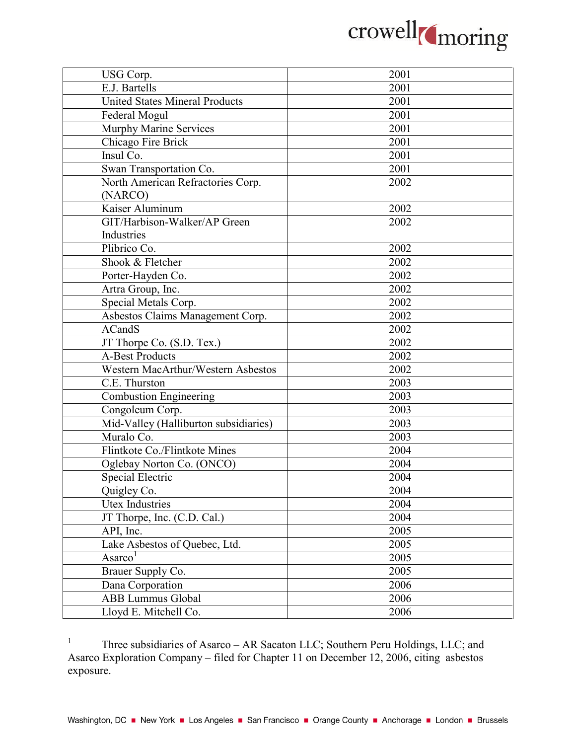| | |
|---|---|
| USG Corp. | 2001 |
| E.J. Bartells | 2001 |
| United States Mineral Products | 2001 |
| Federal Mogul | 2001 |
| Murphy Marine Services | 2001 |
| Chicago Fire Brick | 2001 |
| Insul Co. | 2001 |
| Swan Transportation Co. | 2001 |
| North American Refractories Corp. (NARCO) | 2002 |
| Kaiser Aluminum | 2002 |
| GIT/Harbison-Walker/AP Green Industries | 2002 |
| Plibrico Co. | 2002 |
| Shook & Fletcher | 2002 |
| Porter-Hayden Co. | 2002 |
| Artra Group, Inc. | 2002 |
| Special Metals Corp. | 2002 |
| Asbestos Claims Management Corp. | 2002 |
| ACandS | 2002 |
| JT Thorpe Co. (S.D. Tex.) | 2002 |
| A-Best Products | 2002 |
| Western MacArthur/Western Asbestos | 2002 |
| C.E. Thurston | 2003 |
| Combustion Engineering | 2003 |
| Congoleum Corp. | 2003 |
| Mid-Valley (Halliburton subsidiaries) | 2003 |
| Muralo Co. | 2003 |
| Flintkote Co./Flintkote Mines | 2004 |
| Oglebay Norton Co. (ONCO) | 2004 |
| Special Electric | 2004 |
| Quigley Co. | 2004 |
| Utex Industries | 2004 |
| JT Thorpe, Inc. (C.D. Cal.) | 2004 |
| API, Inc. | 2005 |
| Lake Asbestos of Quebec, Ltd. | 2005 |
| Asarco[1] | 2005 |
| Brauer Supply Co. | 2005 |
| Dana Corporation | 2006 |
| ABB Lummus Global | 2006 |
| Lloyd E. Mitchell Co. | 2006 |

[1] Three subsidiaries of Asarco – AR Sacaton LLC; Southern Peru Holdings, LLC; and Asarco Exploration Company – filed for Chapter 11 on December 12, 2006, citing asbestos exposure.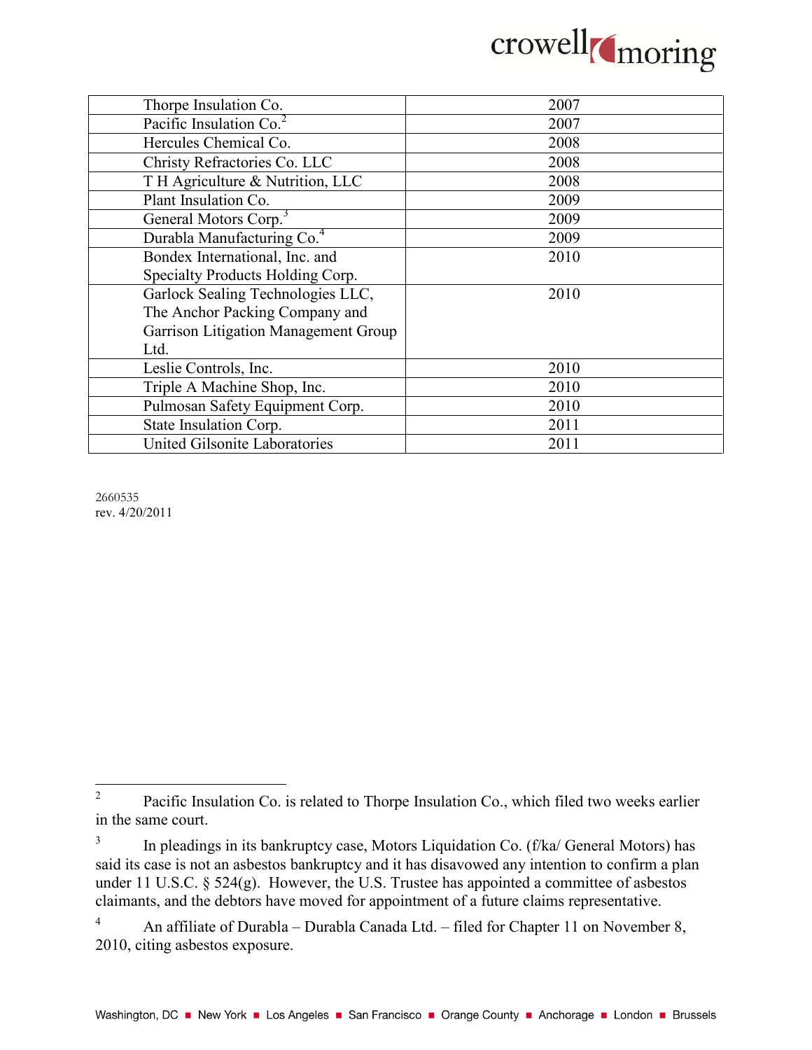| | |
|---|---|
| Thorpe Insulation Co. | 2007 |
| Pacific Insulation Co.[2] | 2007 |
| Hercules Chemical Co. | 2008 |
| Christy Refractories Co. LLC | 2008 |
| T H Agriculture & Nutrition, LLC | 2008 |
| Plant Insulation Co. | 2009 |
| General Motors Corp.[3] | 2009 |
| Durabla Manufacturing Co.[4] | 2009 |
| Bondex International, Inc. and Specialty Products Holding Corp. | 2010 |
| Garlock Sealing Technologies LLC, The Anchor Packing Company and Garrison Litigation Management Group Ltd. | 2010 |
| Leslie Controls, Inc. | 2010 |
| Triple A Machine Shop, Inc. | 2010 |
| Pulmosan Safety Equipment Corp. | 2010 |
| State Insulation Corp. | 2011 |
| United Gilsonite Laboratories | 2011 |

2660535
rev. 4/20/2011

[2] Pacific Insulation Co. is related to Thorpe Insulation Co., which filed two weeks earlier in the same court.

[3] In pleadings in its bankruptcy case, Motors Liquidation Co. (f/ka/ General Motors) has said its case is not an asbestos bankruptcy and it has disavowed any intention to confirm a plan under 11 U.S.C. § 524(g). However, the U.S. Trustee has appointed a committee of asbestos claimants, and the debtors have moved for appointment of a future claims representative.

[4] An affiliate of Durabla – Durabla Canada Ltd. – filed for Chapter 11 on November 8, 2010, citing asbestos exposure.